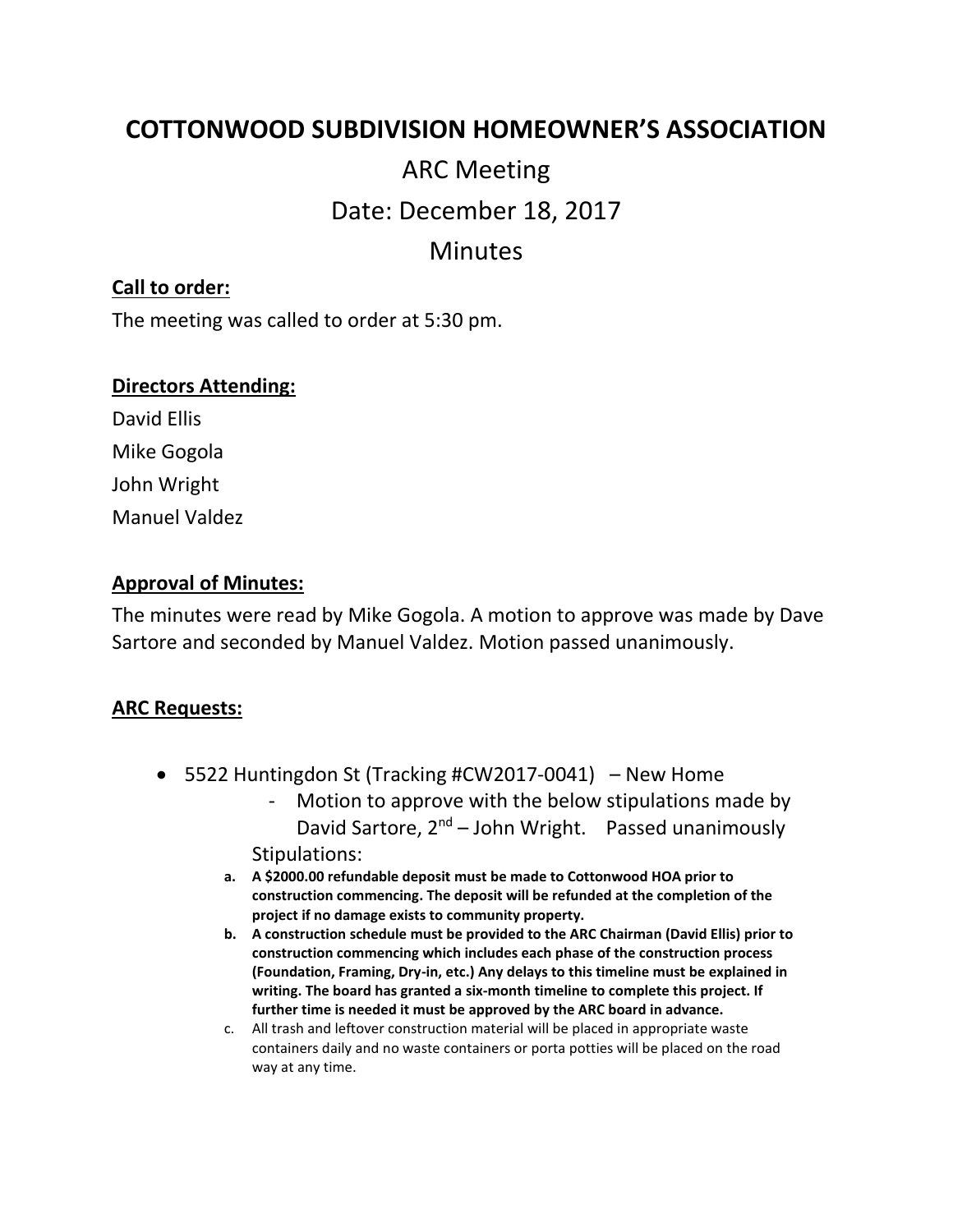# COTTONWOOD SUBDIVISION HOMEOWNER'S ASSOCIATION

## ARC Meeting

## Date: December 18, 2017

## Minutes

**Call to order:**

The meeting was called to order at 5:30 pm.

**Directors Attending:**

David Ellis

Mike Gogola

John Wright

Manuel Valdez

**Approval of Minutes:**

The minutes were read by Mike Gogola. A motion to approve was made by Dave Sartore and seconded by Manuel Valdez. Motion passed unanimously.

**ARC Requests:**

- 5522 Huntingdon St (Tracking #CW2017-0041) – New Home
  - Motion to approve with the below stipulations made by David Sartore, 2nd – John Wright. Passed unanimously

  Stipulations:

  a. **A $2000.00 refundable deposit must be made to Cottonwood HOA prior to construction commencing. The deposit will be refunded at the completion of the project if no damage exists to community property.**

  b. **A construction schedule must be provided to the ARC Chairman (David Ellis) prior to construction commencing which includes each phase of the construction process (Foundation, Framing, Dry-in, etc.) Any delays to this timeline must be explained in writing. The board has granted a six-month timeline to complete this project. If further time is needed it must be approved by the ARC board in advance.**

  c. All trash and leftover construction material will be placed in appropriate waste containers daily and no waste containers or porta potties will be placed on the road way at any time.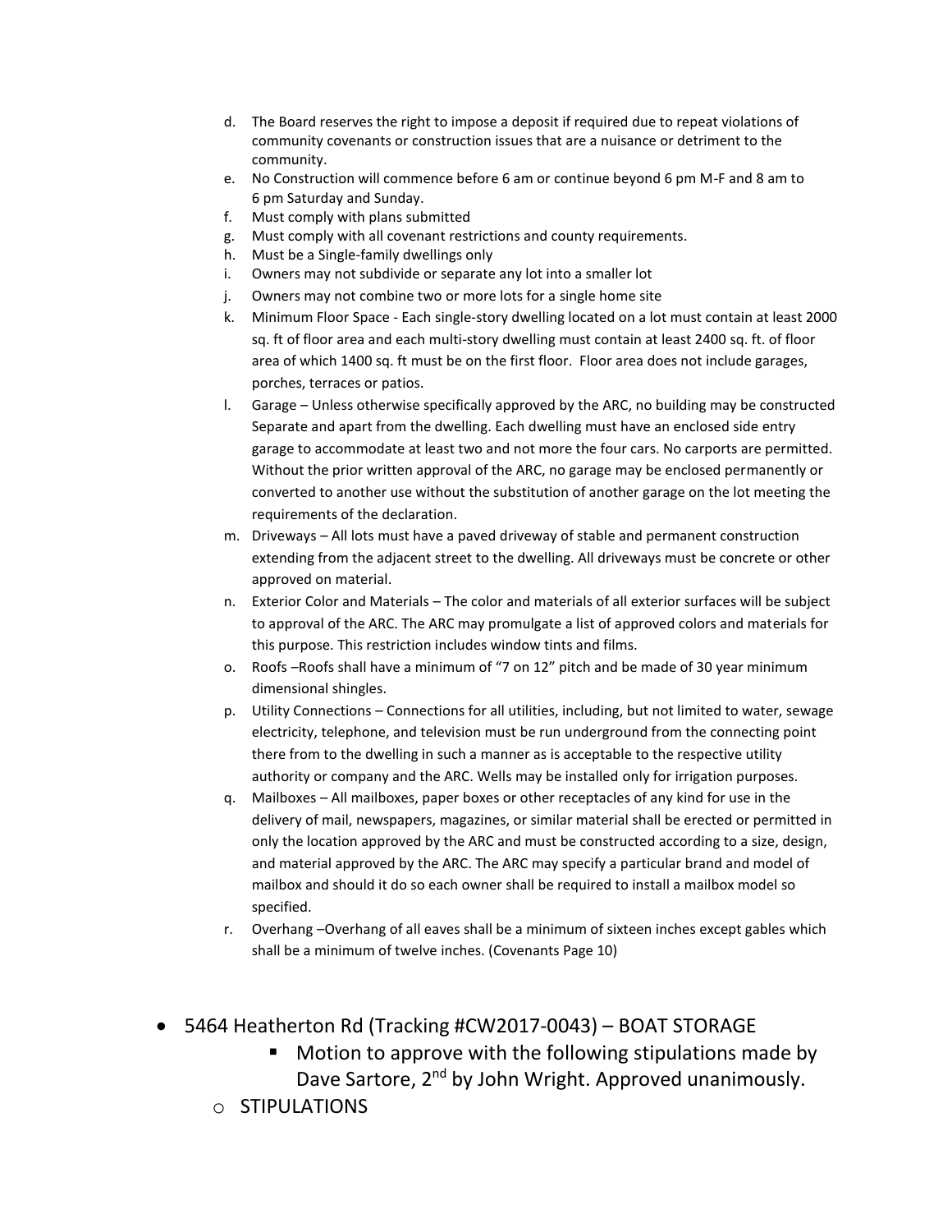d. The Board reserves the right to impose a deposit if required due to repeat violations of community covenants or construction issues that are a nuisance or detriment to the community.
e. No Construction will commence before 6 am or continue beyond 6 pm M-F and 8 am to 6 pm Saturday and Sunday.
f. Must comply with plans submitted
g. Must comply with all covenant restrictions and county requirements.
h. Must be a Single-family dwellings only
i. Owners may not subdivide or separate any lot into a smaller lot
j. Owners may not combine two or more lots for a single home site
k. Minimum Floor Space - Each single-story dwelling located on a lot must contain at least 2000 sq. ft of floor area and each multi-story dwelling must contain at least 2400 sq. ft. of floor area of which 1400 sq. ft must be on the first floor. Floor area does not include garages, porches, terraces or patios.
l. Garage – Unless otherwise specifically approved by the ARC, no building may be constructed Separate and apart from the dwelling. Each dwelling must have an enclosed side entry garage to accommodate at least two and not more the four cars. No carports are permitted. Without the prior written approval of the ARC, no garage may be enclosed permanently or converted to another use without the substitution of another garage on the lot meeting the requirements of the declaration.
m. Driveways – All lots must have a paved driveway of stable and permanent construction extending from the adjacent street to the dwelling. All driveways must be concrete or other approved on material.
n. Exterior Color and Materials – The color and materials of all exterior surfaces will be subject to approval of the ARC. The ARC may promulgate a list of approved colors and materials for this purpose. This restriction includes window tints and films.
o. Roofs –Roofs shall have a minimum of "7 on 12" pitch and be made of 30 year minimum dimensional shingles.
p. Utility Connections – Connections for all utilities, including, but not limited to water, sewage electricity, telephone, and television must be run underground from the connecting point there from to the dwelling in such a manner as is acceptable to the respective utility authority or company and the ARC. Wells may be installed only for irrigation purposes.
q. Mailboxes – All mailboxes, paper boxes or other receptacles of any kind for use in the delivery of mail, newspapers, magazines, or similar material shall be erected or permitted in only the location approved by the ARC and must be constructed according to a size, design, and material approved by the ARC. The ARC may specify a particular brand and model of mailbox and should it do so each owner shall be required to install a mailbox model so specified.
r. Overhang –Overhang of all eaves shall be a minimum of sixteen inches except gables which shall be a minimum of twelve inches. (Covenants Page 10)

- 5464 Heatherton Rd (Tracking #CW2017-0043) – BOAT STORAGE
    - Motion to approve with the following stipulations made by Dave Sartore, 2nd by John Wright. Approved unanimously.
  - STIPULATIONS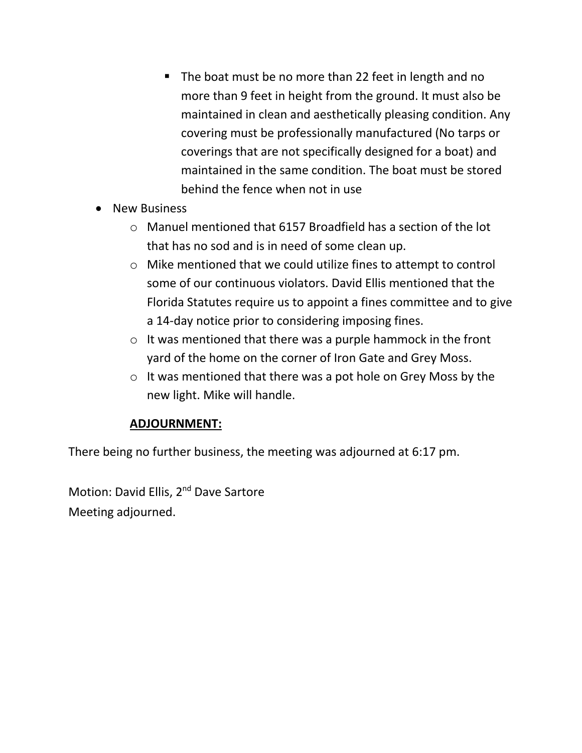- The boat must be no more than 22 feet in length and no more than 9 feet in height from the ground. It must also be maintained in clean and aesthetically pleasing condition. Any covering must be professionally manufactured (No tarps or coverings that are not specifically designed for a boat) and maintained in the same condition. The boat must be stored behind the fence when not in use

- New Business
    - Manuel mentioned that 6157 Broadfield has a section of the lot that has no sod and is in need of some clean up.
    - Mike mentioned that we could utilize fines to attempt to control some of our continuous violators. David Ellis mentioned that the Florida Statutes require us to appoint a fines committee and to give a 14-day notice prior to considering imposing fines.
    - It was mentioned that there was a purple hammock in the front yard of the home on the corner of Iron Gate and Grey Moss.
    - It was mentioned that there was a pot hole on Grey Moss by the new light. Mike will handle.

**ADJOURNMENT:**

There being no further business, the meeting was adjourned at 6:17 pm.

Motion: David Ellis, 2nd Dave Sartore
Meeting adjourned.